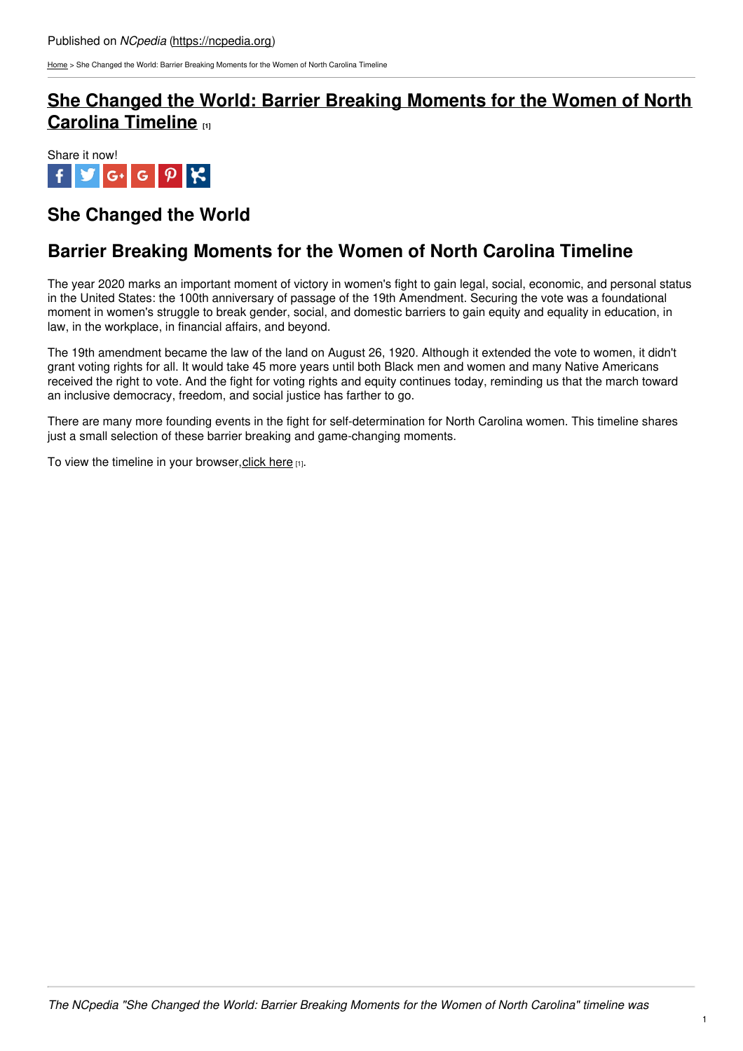Published on *NCpedia* (https://ncpedia.org)

Home > She Changed the World: Barrier Breaking Moments for the Women of North Carolina Timeline

# She Changed the World: Barrier Breaking Moments for the Women of North Carolina Timeline [1]

Share it now!

## She Changed the World

## Barrier Breaking Moments for the Women of North Carolina Timeline

The year 2020 marks an important moment of victory in women's fight to gain legal, social, economic, and personal status in the United States: the 100th anniversary of passage of the 19th Amendment. Securing the vote was a foundational moment in women's struggle to break gender, social, and domestic barriers to gain equity and equality in education, in law, in the workplace, in financial affairs, and beyond.

The 19th amendment became the law of the land on August 26, 1920. Although it extended the vote to women, it didn't grant voting rights for all. It would take 45 more years until both Black men and women and many Native Americans received the right to vote. And the fight for voting rights and equity continues today, reminding us that the march toward an inclusive democracy, freedom, and social justice has farther to go.

There are many more founding events in the fight for self-determination for North Carolina women. This timeline shares just a small selection of these barrier breaking and game-changing moments.

To view the timeline in your browser, click here [1].

*The NCpedia "She Changed the World: Barrier Breaking Moments for the Women of North Carolina" timeline was*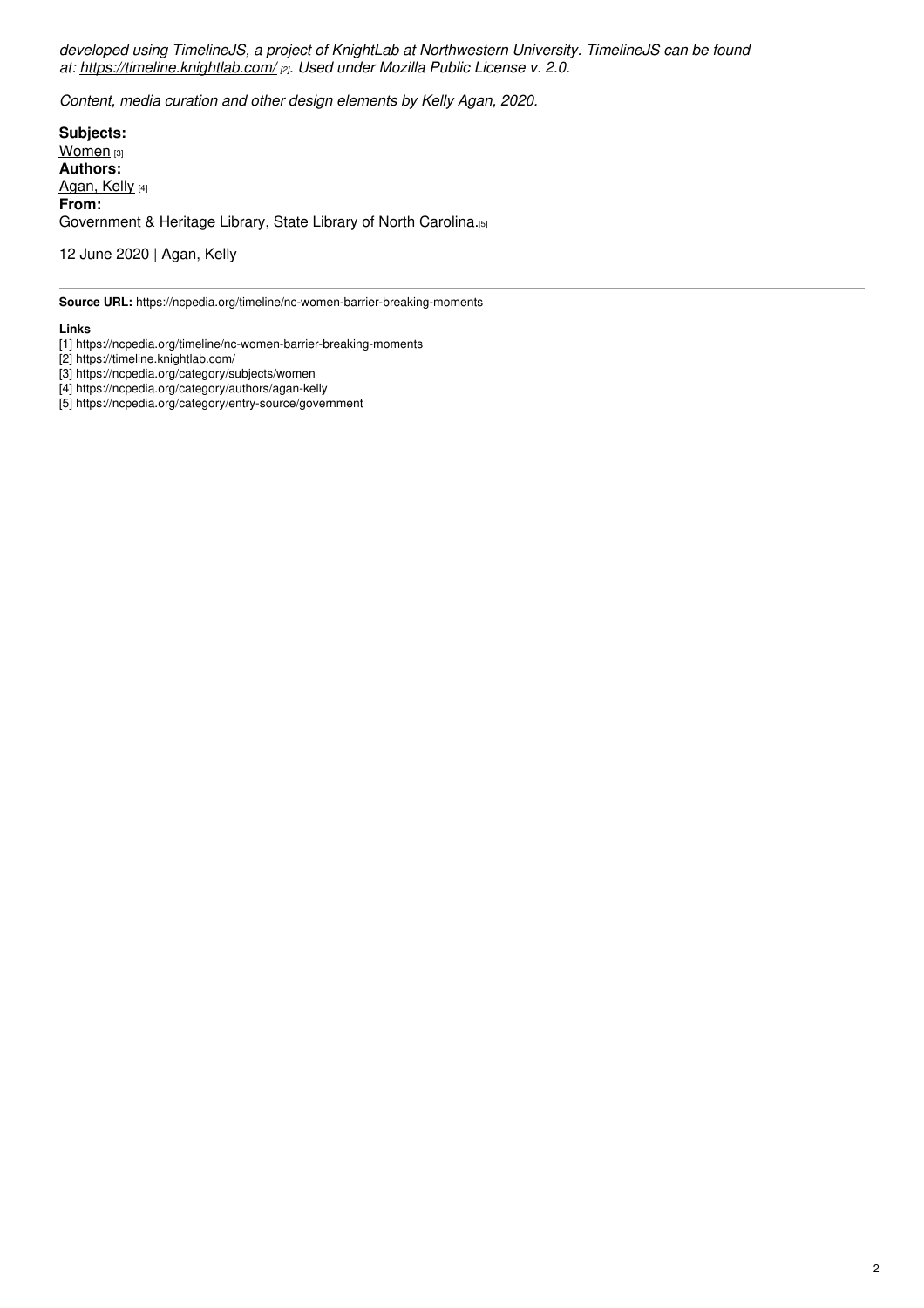*developed using TimelineJS, a project of KnightLab at Northwestern University. TimelineJS can be found at: https://timeline.knightlab.com/ [2]. Used under Mozilla Public License v. 2.0.*

*Content, media curation and other design elements by Kelly Agan, 2020.*

**Subjects:**
Women [3]
**Authors:**
Agan, Kelly [4]
**From:**
Government & Heritage Library, State Library of North Carolina.[5]

12 June 2020 | Agan, Kelly

---

**Source URL:** https://ncpedia.org/timeline/nc-women-barrier-breaking-moments

**Links**

[1] https://ncpedia.org/timeline/nc-women-barrier-breaking-moments
[2] https://timeline.knightlab.com/
[3] https://ncpedia.org/category/subjects/women
[4] https://ncpedia.org/category/authors/agan-kelly
[5] https://ncpedia.org/category/entry-source/government